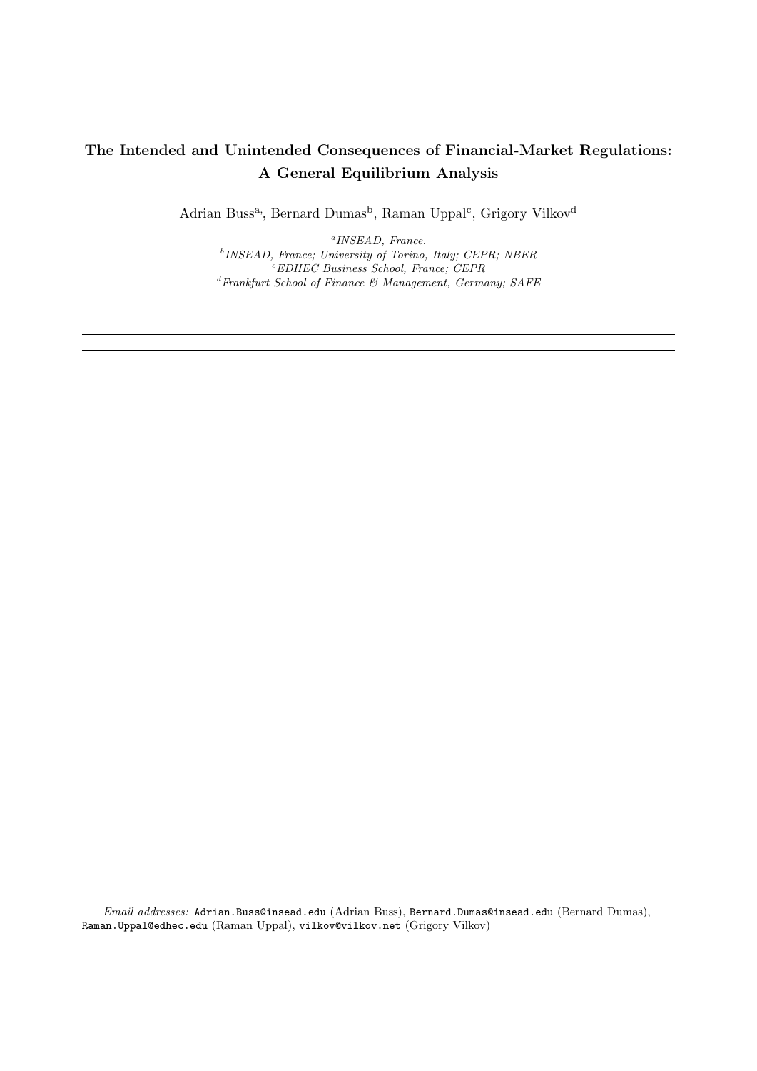# The Intended and Unintended Consequences of Financial-Market Regulations: A General Equilibrium Analysis

Adrian Buss[a,], Bernard Dumas[b], Raman Uppal[c], Grigory Vilkov[d]

[a] *INSEAD, France.*
[b] *INSEAD, France; University of Torino, Italy; CEPR; NBER*
[c] *EDHEC Business School, France; CEPR*
[d] *Frankfurt School of Finance & Management, Germany; SAFE*

---

---

*Email addresses:* Adrian.Buss@insead.edu (Adrian Buss), Bernard.Dumas@insead.edu (Bernard Dumas), Raman.Uppal@edhec.edu (Raman Uppal), vilkov@vilkov.net (Grigory Vilkov)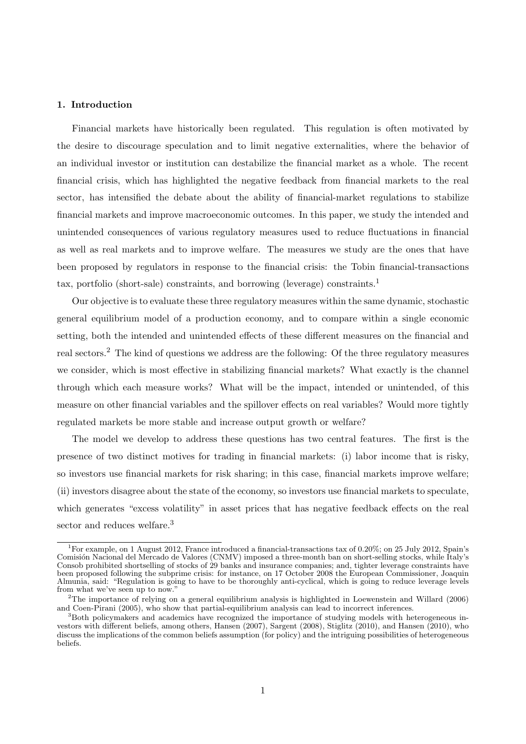## 1. Introduction

Financial markets have historically been regulated. This regulation is often motivated by the desire to discourage speculation and to limit negative externalities, where the behavior of an individual investor or institution can destabilize the financial market as a whole. The recent financial crisis, which has highlighted the negative feedback from financial markets to the real sector, has intensified the debate about the ability of financial-market regulations to stabilize financial markets and improve macroeconomic outcomes. In this paper, we study the intended and unintended consequences of various regulatory measures used to reduce fluctuations in financial as well as real markets and to improve welfare. The measures we study are the ones that have been proposed by regulators in response to the financial crisis: the Tobin financial-transactions tax, portfolio (short-sale) constraints, and borrowing (leverage) constraints.[1]

Our objective is to evaluate these three regulatory measures within the same dynamic, stochastic general equilibrium model of a production economy, and to compare within a single economic setting, both the intended and unintended effects of these different measures on the financial and real sectors.[2] The kind of questions we address are the following: Of the three regulatory measures we consider, which is most effective in stabilizing financial markets? What exactly is the channel through which each measure works? What will be the impact, intended or unintended, of this measure on other financial variables and the spillover effects on real variables? Would more tightly regulated markets be more stable and increase output growth or welfare?

The model we develop to address these questions has two central features. The first is the presence of two distinct motives for trading in financial markets: (i) labor income that is risky, so investors use financial markets for risk sharing; in this case, financial markets improve welfare; (ii) investors disagree about the state of the economy, so investors use financial markets to speculate, which generates "excess volatility" in asset prices that has negative feedback effects on the real sector and reduces welfare.[3]

---

[1] For example, on 1 August 2012, France introduced a financial-transactions tax of 0.20%; on 25 July 2012, Spain's Comisión Nacional del Mercado de Valores (CNMV) imposed a three-month ban on short-selling stocks, while Italy's Consob prohibited shortselling of stocks of 29 banks and insurance companies; and, tighter leverage constraints have been proposed following the subprime crisis: for instance, on 17 October 2008 the European Commissioner, Joaquin Almunia, said: "Regulation is going to have to be thoroughly anti-cyclical, which is going to reduce leverage levels from what we've seen up to now."

[2] The importance of relying on a general equilibrium analysis is highlighted in Loewenstein and Willard (2006) and Coen-Pirani (2005), who show that partial-equilibrium analysis can lead to incorrect inferences.

[3] Both policymakers and academics have recognized the importance of studying models with heterogeneous investors with different beliefs, among others, Hansen (2007), Sargent (2008), Stiglitz (2010), and Hansen (2010), who discuss the implications of the common beliefs assumption (for policy) and the intriguing possibilities of heterogeneous beliefs.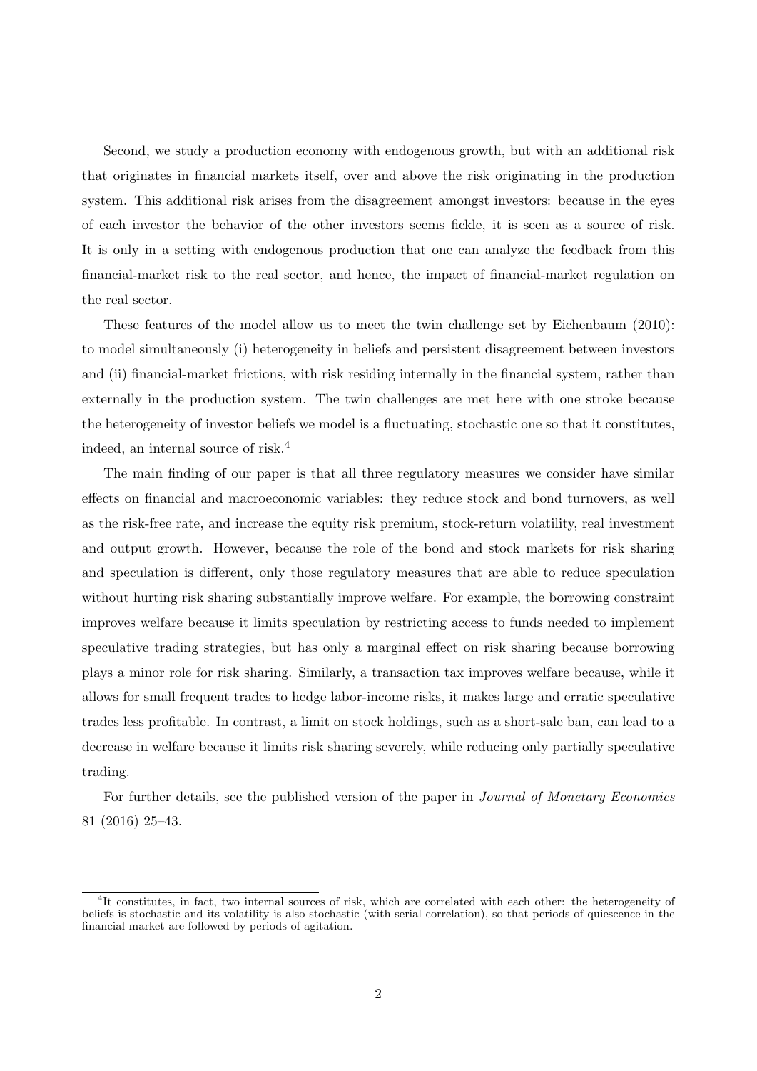Second, we study a production economy with endogenous growth, but with an additional risk that originates in financial markets itself, over and above the risk originating in the production system. This additional risk arises from the disagreement amongst investors: because in the eyes of each investor the behavior of the other investors seems fickle, it is seen as a source of risk. It is only in a setting with endogenous production that one can analyze the feedback from this financial-market risk to the real sector, and hence, the impact of financial-market regulation on the real sector.

These features of the model allow us to meet the twin challenge set by Eichenbaum (2010): to model simultaneously (i) heterogeneity in beliefs and persistent disagreement between investors and (ii) financial-market frictions, with risk residing internally in the financial system, rather than externally in the production system. The twin challenges are met here with one stroke because the heterogeneity of investor beliefs we model is a fluctuating, stochastic one so that it constitutes, indeed, an internal source of risk.[4]

The main finding of our paper is that all three regulatory measures we consider have similar effects on financial and macroeconomic variables: they reduce stock and bond turnovers, as well as the risk-free rate, and increase the equity risk premium, stock-return volatility, real investment and output growth. However, because the role of the bond and stock markets for risk sharing and speculation is different, only those regulatory measures that are able to reduce speculation without hurting risk sharing substantially improve welfare. For example, the borrowing constraint improves welfare because it limits speculation by restricting access to funds needed to implement speculative trading strategies, but has only a marginal effect on risk sharing because borrowing plays a minor role for risk sharing. Similarly, a transaction tax improves welfare because, while it allows for small frequent trades to hedge labor-income risks, it makes large and erratic speculative trades less profitable. In contrast, a limit on stock holdings, such as a short-sale ban, can lead to a decrease in welfare because it limits risk sharing severely, while reducing only partially speculative trading.

For further details, see the published version of the paper in *Journal of Monetary Economics* 81 (2016) 25–43.

[4]It constitutes, in fact, two internal sources of risk, which are correlated with each other: the heterogeneity of beliefs is stochastic and its volatility is also stochastic (with serial correlation), so that periods of quiescence in the financial market are followed by periods of agitation.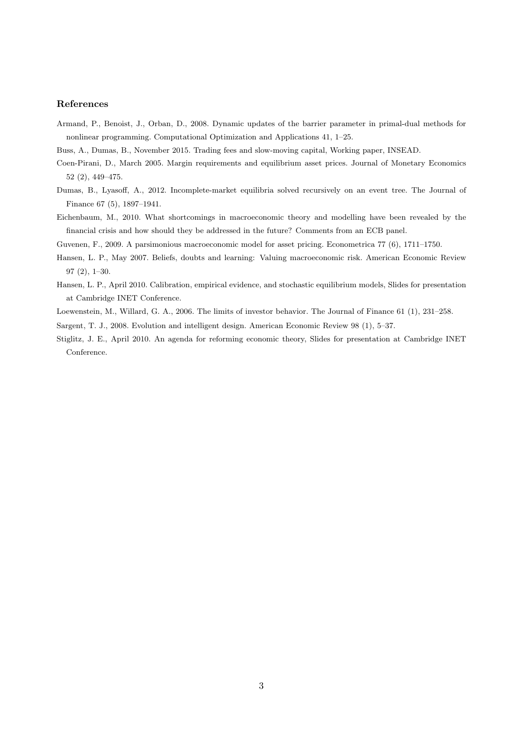## References

Armand, P., Benoist, J., Orban, D., 2008. Dynamic updates of the barrier parameter in primal-dual methods for nonlinear programming. Computational Optimization and Applications 41, 1–25.

Buss, A., Dumas, B., November 2015. Trading fees and slow-moving capital, Working paper, INSEAD.

Coen-Pirani, D., March 2005. Margin requirements and equilibrium asset prices. Journal of Monetary Economics 52 (2), 449–475.

Dumas, B., Lyasoff, A., 2012. Incomplete-market equilibria solved recursively on an event tree. The Journal of Finance 67 (5), 1897–1941.

Eichenbaum, M., 2010. What shortcomings in macroeconomic theory and modelling have been revealed by the financial crisis and how should they be addressed in the future? Comments from an ECB panel.

Guvenen, F., 2009. A parsimonious macroeconomic model for asset pricing. Econometrica 77 (6), 1711–1750.

Hansen, L. P., May 2007. Beliefs, doubts and learning: Valuing macroeconomic risk. American Economic Review 97 (2), 1–30.

Hansen, L. P., April 2010. Calibration, empirical evidence, and stochastic equilibrium models, Slides for presentation at Cambridge INET Conference.

Loewenstein, M., Willard, G. A., 2006. The limits of investor behavior. The Journal of Finance 61 (1), 231–258.

Sargent, T. J., 2008. Evolution and intelligent design. American Economic Review 98 (1), 5–37.

Stiglitz, J. E., April 2010. An agenda for reforming economic theory, Slides for presentation at Cambridge INET Conference.